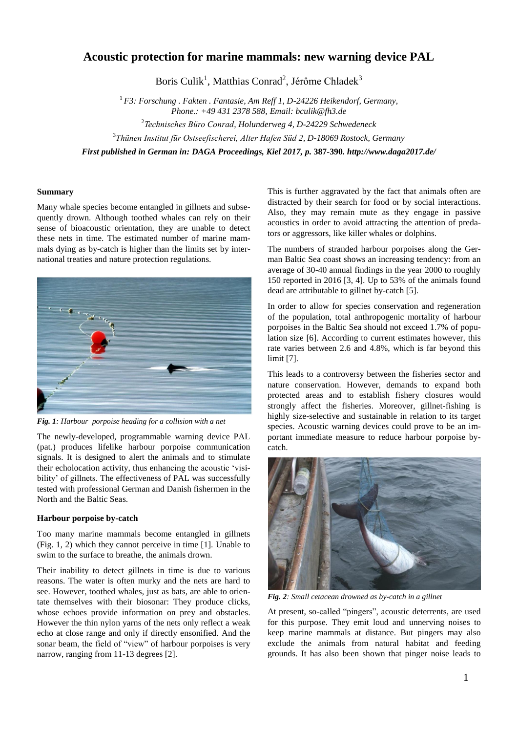# Acoustic protection for marine mammals: new warning device PAL

Boris Culik[1], Matthias Conrad[2], Jérôme Chladek[3]

[1] *F3: Forschung . Fakten . Fantasie, Am Reff 1, D-24226 Heikendorf, Germany, Phone.: +49 431 2378 588, Email: bculik@fh3.de*

[2] *Technisches Büro Conrad, Holunderweg 4, D-24229 Schwedeneck*

[3] *Thünen Institut für Ostseefischerei, Alter Hafen Süd 2, D-18069 Rostock, Germany*

***First published in German in: DAGA Proceedings, Kiel 2017, p.* 387-390. *http://www.daga2017.de/***

### Summary

Many whale species become entangled in gillnets and subsequently drown. Although toothed whales can rely on their sense of bioacoustic orientation, they are unable to detect these nets in time. The estimated number of marine mammals dying as by-catch is higher than the limits set by international treaties and nature protection regulations.

***Fig. 1****: Harbour porpoise heading for a collision with a net*

The newly-developed, programmable warning device PAL (pat.) produces lifelike harbour porpoise communication signals. It is designed to alert the animals and to stimulate their echolocation activity, thus enhancing the acoustic 'visibility' of gillnets. The effectiveness of PAL was successfully tested with professional German and Danish fishermen in the North and the Baltic Seas.

### Harbour porpoise by-catch

Too many marine mammals become entangled in gillnets (Fig. 1, 2) which they cannot perceive in time [1]. Unable to swim to the surface to breathe, the animals drown.

Their inability to detect gillnets in time is due to various reasons. The water is often murky and the nets are hard to see. However, toothed whales, just as bats, are able to orientate themselves with their biosonar: They produce clicks, whose echoes provide information on prey and obstacles. However the thin nylon yarns of the nets only reflect a weak echo at close range and only if directly ensonified. And the sonar beam, the field of "view" of harbour porpoises is very narrow, ranging from 11-13 degrees [2].

This is further aggravated by the fact that animals often are distracted by their search for food or by social interactions. Also, they may remain mute as they engage in passive acoustics in order to avoid attracting the attention of predators or aggressors, like killer whales or dolphins.

The numbers of stranded harbour porpoises along the German Baltic Sea coast shows an increasing tendency: from an average of 30-40 annual findings in the year 2000 to roughly 150 reported in 2016 [3, 4]. Up to 53% of the animals found dead are attributable to gillnet by-catch [5].

In order to allow for species conservation and regeneration of the population, total anthropogenic mortality of harbour porpoises in the Baltic Sea should not exceed 1.7% of population size [6]. According to current estimates however, this rate varies between 2.6 and 4.8%, which is far beyond this limit [7].

This leads to a controversy between the fisheries sector and nature conservation. However, demands to expand both protected areas and to establish fishery closures would strongly affect the fisheries. Moreover, gillnet-fishing is highly size-selective and sustainable in relation to its target species. Acoustic warning devices could prove to be an important immediate measure to reduce harbour porpoise by-catch.

***Fig. 2****: Small cetacean drowned as by-catch in a gillnet*

At present, so-called "pingers", acoustic deterrents, are used for this purpose. They emit loud and unnerving noises to keep marine mammals at distance. But pingers may also exclude the animals from natural habitat and feeding grounds. It has also been shown that pinger noise leads to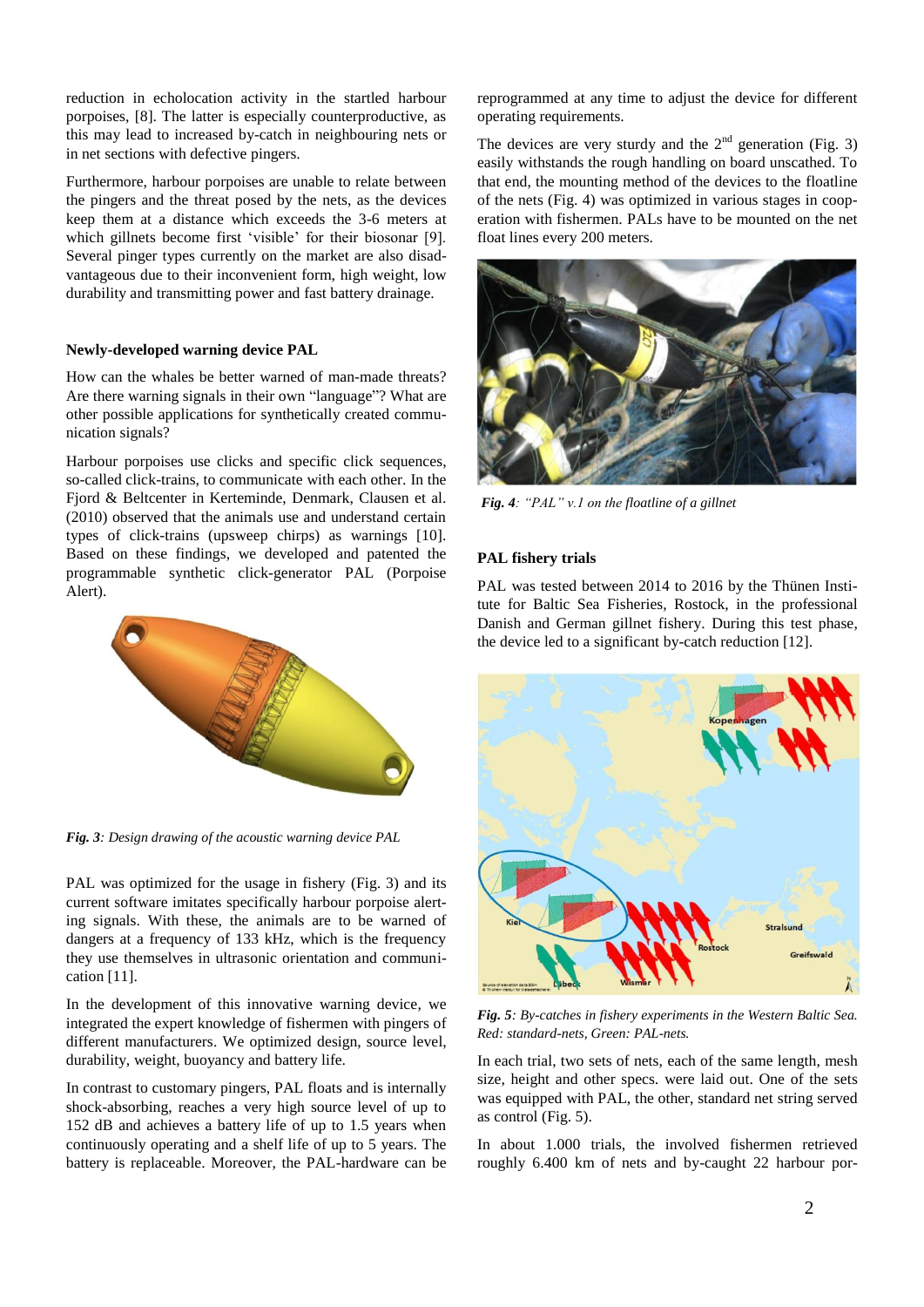reduction in echolocation activity in the startled harbour porpoises, [8]. The latter is especially counterproductive, as this may lead to increased by-catch in neighbouring nets or in net sections with defective pingers.

Furthermore, harbour porpoises are unable to relate between the pingers and the threat posed by the nets, as the devices keep them at a distance which exceeds the 3-6 meters at which gillnets become first 'visible' for their biosonar [9]. Several pinger types currently on the market are also disadvantageous due to their inconvenient form, high weight, low durability and transmitting power and fast battery drainage.

### Newly-developed warning device PAL

How can the whales be better warned of man-made threats? Are there warning signals in their own "language"? What are other possible applications for synthetically created communication signals?

Harbour porpoises use clicks and specific click sequences, so-called click-trains, to communicate with each other. In the Fjord & Beltcenter in Kerteminde, Denmark, Clausen et al. (2010) observed that the animals use and understand certain types of click-trains (upsweep chirps) as warnings [10]. Based on these findings, we developed and patented the programmable synthetic click-generator PAL (Porpoise Alert).

*Fig. 3: Design drawing of the acoustic warning device PAL*

PAL was optimized for the usage in fishery (Fig. 3) and its current software imitates specifically harbour porpoise alerting signals. With these, the animals are to be warned of dangers at a frequency of 133 kHz, which is the frequency they use themselves in ultrasonic orientation and communication [11].

In the development of this innovative warning device, we integrated the expert knowledge of fishermen with pingers of different manufacturers. We optimized design, source level, durability, weight, buoyancy and battery life.

In contrast to customary pingers, PAL floats and is internally shock-absorbing, reaches a very high source level of up to 152 dB and achieves a battery life of up to 1.5 years when continuously operating and a shelf life of up to 5 years. The battery is replaceable. Moreover, the PAL-hardware can be reprogrammed at any time to adjust the device for different operating requirements.

The devices are very sturdy and the 2[nd] generation (Fig. 3) easily withstands the rough handling on board unscathed. To that end, the mounting method of the devices to the floatline of the nets (Fig. 4) was optimized in various stages in cooperation with fishermen. PALs have to be mounted on the net float lines every 200 meters.

*Fig. 4: "PAL" v.1 on the floatline of a gillnet*

### PAL fishery trials

PAL was tested between 2014 to 2016 by the Thünen Institute for Baltic Sea Fisheries, Rostock, in the professional Danish and German gillnet fishery. During this test phase, the device led to a significant by-catch reduction [12].

*Fig. 5: By-catches in fishery experiments in the Western Baltic Sea. Red: standard-nets, Green: PAL-nets.*

In each trial, two sets of nets, each of the same length, mesh size, height and other specs. were laid out. One of the sets was equipped with PAL, the other, standard net string served as control (Fig. 5).

In about 1.000 trials, the involved fishermen retrieved roughly 6.400 km of nets and by-caught 22 harbour por-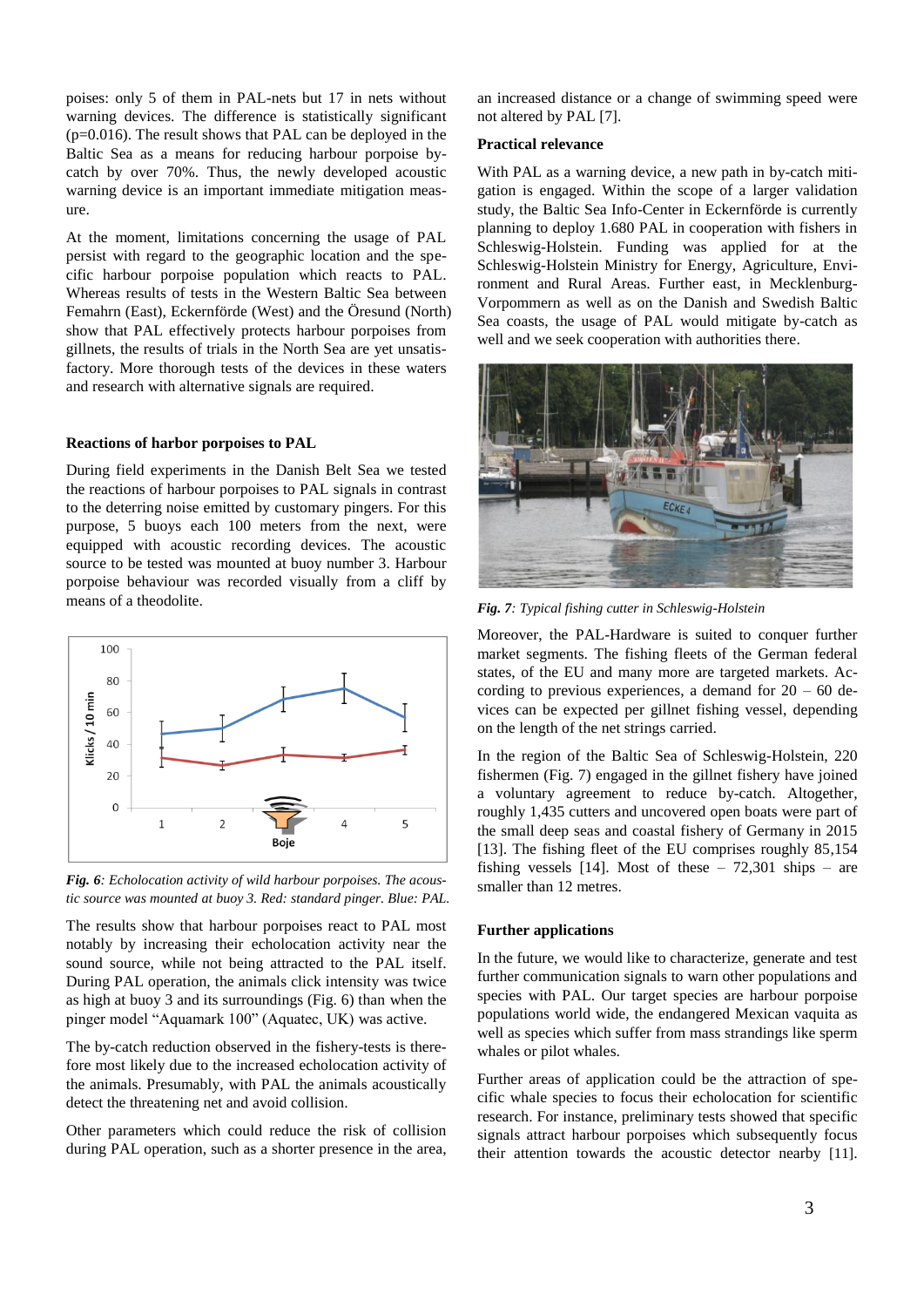poises: only 5 of them in PAL-nets but 17 in nets without warning devices. The difference is statistically significant ($p=0.016$). The result shows that PAL can be deployed in the Baltic Sea as a means for reducing harbour porpoise by-catch by over 70%. Thus, the newly developed acoustic warning device is an important immediate mitigation measure.

At the moment, limitations concerning the usage of PAL persist with regard to the geographic location and the specific harbour porpoise population which reacts to PAL. Whereas results of tests in the Western Baltic Sea between Femahrn (East), Eckernförde (West) and the Öresund (North) show that PAL effectively protects harbour porpoises from gillnets, the results of trials in the North Sea are yet unsatisfactory. More thorough tests of the devices in these waters and research with alternative signals are required.

### Reactions of harbor porpoises to PAL

During field experiments in the Danish Belt Sea we tested the reactions of harbour porpoises to PAL signals in contrast to the deterring noise emitted by customary pingers. For this purpose, 5 buoys each 100 meters from the next, were equipped with acoustic recording devices. The acoustic source to be tested was mounted at buoy number 3. Harbour porpoise behaviour was recorded visually from a cliff by means of a theodolite.

*Fig. 6: Echolocation activity of wild harbour porpoises. The acoustic source was mounted at buoy 3. Red: standard pinger. Blue: PAL.*

The results show that harbour porpoises react to PAL most notably by increasing their echolocation activity near the sound source, while not being attracted to the PAL itself. During PAL operation, the animals click intensity was twice as high at buoy 3 and its surroundings (Fig. 6) than when the pinger model "Aquamark 100" (Aquatec, UK) was active.

The by-catch reduction observed in the fishery-tests is therefore most likely due to the increased echolocation activity of the animals. Presumably, with PAL the animals acoustically detect the threatening net and avoid collision.

Other parameters which could reduce the risk of collision during PAL operation, such as a shorter presence in the area, an increased distance or a change of swimming speed were not altered by PAL [7].

### Practical relevance

With PAL as a warning device, a new path in by-catch mitigation is engaged. Within the scope of a larger validation study, the Baltic Sea Info-Center in Eckernförde is currently planning to deploy 1.680 PAL in cooperation with fishers in Schleswig-Holstein. Funding was applied for at the Schleswig-Holstein Ministry for Energy, Agriculture, Environment and Rural Areas. Further east, in Mecklenburg-Vorpommern as well as on the Danish and Swedish Baltic Sea coasts, the usage of PAL would mitigate by-catch as well and we seek cooperation with authorities there.

*Fig. 7: Typical fishing cutter in Schleswig-Holstein*

Moreover, the PAL-Hardware is suited to conquer further market segments. The fishing fleets of the German federal states, of the EU and many more are targeted markets. According to previous experiences, a demand for 20 – 60 devices can be expected per gillnet fishing vessel, depending on the length of the net strings carried.

In the region of the Baltic Sea of Schleswig-Holstein, 220 fishermen (Fig. 7) engaged in the gillnet fishery have joined a voluntary agreement to reduce by-catch. Altogether, roughly 1,435 cutters and uncovered open boats were part of the small deep seas and coastal fishery of Germany in 2015 [13]. The fishing fleet of the EU comprises roughly 85,154 fishing vessels [14]. Most of these – 72,301 ships – are smaller than 12 metres.

### Further applications

In the future, we would like to characterize, generate and test further communication signals to warn other populations and species with PAL. Our target species are harbour porpoise populations world wide, the endangered Mexican vaquita as well as species which suffer from mass strandings like sperm whales or pilot whales.

Further areas of application could be the attraction of specific whale species to focus their echolocation for scientific research. For instance, preliminary tests showed that specific signals attract harbour porpoises which subsequently focus their attention towards the acoustic detector nearby [11].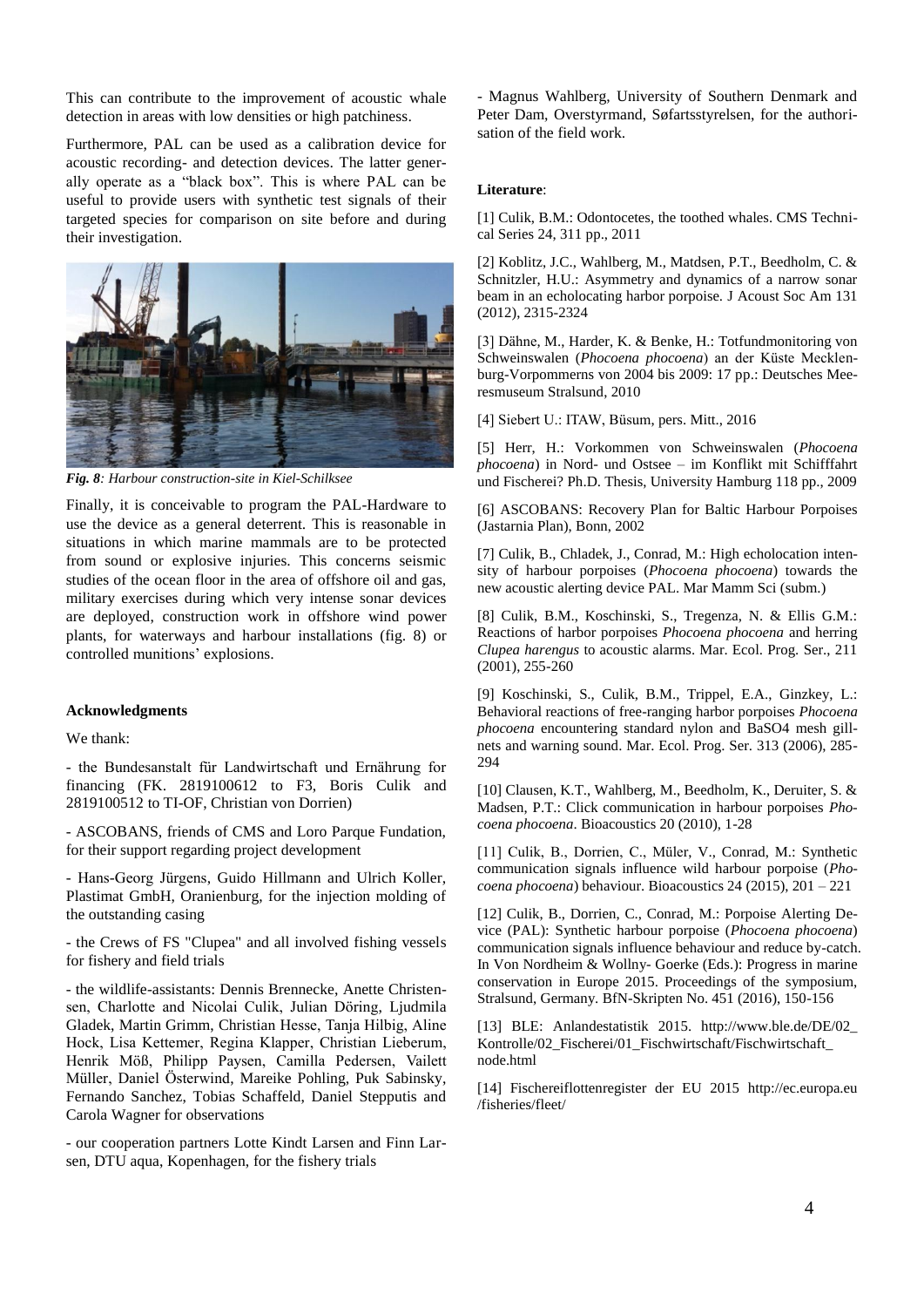This can contribute to the improvement of acoustic whale detection in areas with low densities or high patchiness.

Furthermore, PAL can be used as a calibration device for acoustic recording- and detection devices. The latter generally operate as a "black box". This is where PAL can be useful to provide users with synthetic test signals of their targeted species for comparison on site before and during their investigation.

***Fig. 8**: Harbour construction-site in Kiel-Schilksee*

Finally, it is conceivable to program the PAL-Hardware to use the device as a general deterrent. This is reasonable in situations in which marine mammals are to be protected from sound or explosive injuries. This concerns seismic studies of the ocean floor in the area of offshore oil and gas, military exercises during which very intense sonar devices are deployed, construction work in offshore wind power plants, for waterways and harbour installations (fig. 8) or controlled munitions' explosions.

**Acknowledgments**

We thank:

- the Bundesanstalt für Landwirtschaft und Ernährung for financing (FK. 2819100612 to F3, Boris Culik and 2819100512 to TI-OF, Christian von Dorrien)

- ASCOBANS, friends of CMS and Loro Parque Fundation, for their support regarding project development

- Hans-Georg Jürgens, Guido Hillmann and Ulrich Koller, Plastimat GmbH, Oranienburg, for the injection molding of the outstanding casing

- the Crews of FS "Clupea" and all involved fishing vessels for fishery and field trials

- the wildlife-assistants: Dennis Brennecke, Anette Christensen, Charlotte and Nicolai Culik, Julian Döring, Ljudmila Gladek, Martin Grimm, Christian Hesse, Tanja Hilbig, Aline Hock, Lisa Kettemer, Regina Klapper, Christian Lieberum, Henrik Möß, Philipp Paysen, Camilla Pedersen, Vailett Müller, Daniel Österwind, Mareike Pohling, Puk Sabinsky, Fernando Sanchez, Tobias Schaffeld, Daniel Stepputis and Carola Wagner for observations

- our cooperation partners Lotte Kindt Larsen and Finn Larsen, DTU aqua, Kopenhagen, for the fishery trials

- Magnus Wahlberg, University of Southern Denmark and Peter Dam, Overstyrmand, Søfartsstyrelsen, for the authorisation of the field work.

**Literature**:

[1] Culik, B.M.: Odontocetes, the toothed whales. CMS Technical Series 24, 311 pp., 2011

[2] Koblitz, J.C., Wahlberg, M., Matdsen, P.T., Beedholm, C. & Schnitzler, H.U.: Asymmetry and dynamics of a narrow sonar beam in an echolocating harbor porpoise. J Acoust Soc Am 131 (2012), 2315-2324

[3] Dähne, M., Harder, K. & Benke, H.: Totfundmonitoring von Schweinswalen (*Phocoena phocoena*) an der Küste Mecklenburg-Vorpommerns von 2004 bis 2009: 17 pp.: Deutsches Meeresmuseum Stralsund, 2010

[4] Siebert U.: ITAW, Büsum, pers. Mitt., 2016

[5] Herr, H.: Vorkommen von Schweinswalen (*Phocoena phocoena*) in Nord- und Ostsee – im Konflikt mit Schifffahrt und Fischerei? Ph.D. Thesis, University Hamburg 118 pp., 2009

[6] ASCOBANS: Recovery Plan for Baltic Harbour Porpoises (Jastarnia Plan), Bonn, 2002

[7] Culik, B., Chladek, J., Conrad, M.: High echolocation intensity of harbour porpoises (*Phocoena phocoena*) towards the new acoustic alerting device PAL. Mar Mamm Sci (subm.)

[8] Culik, B.M., Koschinski, S., Tregenza, N. & Ellis G.M.: Reactions of harbor porpoises *Phocoena phocoena* and herring *Clupea harengus* to acoustic alarms. Mar. Ecol. Prog. Ser., 211 (2001), 255-260

[9] Koschinski, S., Culik, B.M., Trippel, E.A., Ginzkey, L.: Behavioral reactions of free-ranging harbor porpoises *Phocoena phocoena* encountering standard nylon and BaSO4 mesh gillnets and warning sound. Mar. Ecol. Prog. Ser. 313 (2006), 285-294

[10] Clausen, K.T., Wahlberg, M., Beedholm, K., Deruiter, S. & Madsen, P.T.: Click communication in harbour porpoises *Phocoena phocoena*. Bioacoustics 20 (2010), 1-28

[11] Culik, B., Dorrien, C., Müler, V., Conrad, M.: Synthetic communication signals influence wild harbour porpoise (*Phocoena phocoena*) behaviour. Bioacoustics 24 (2015), 201 – 221

[12] Culik, B., Dorrien, C., Conrad, M.: Porpoise Alerting Device (PAL): Synthetic harbour porpoise (*Phocoena phocoena*) communication signals influence behaviour and reduce by-catch. In Von Nordheim & Wollny- Goerke (Eds.): Progress in marine conservation in Europe 2015. Proceedings of the symposium, Stralsund, Germany. BfN-Skripten No. 451 (2016), 150-156

[13] BLE: Anlandestatistik 2015. http://www.ble.de/DE/02_Kontrolle/02_Fischerei/01_Fischwirtschaft/Fischwirtschaft_node.html

[14] Fischereiflottenregister der EU 2015 http://ec.europa.eu/fisheries/fleet/